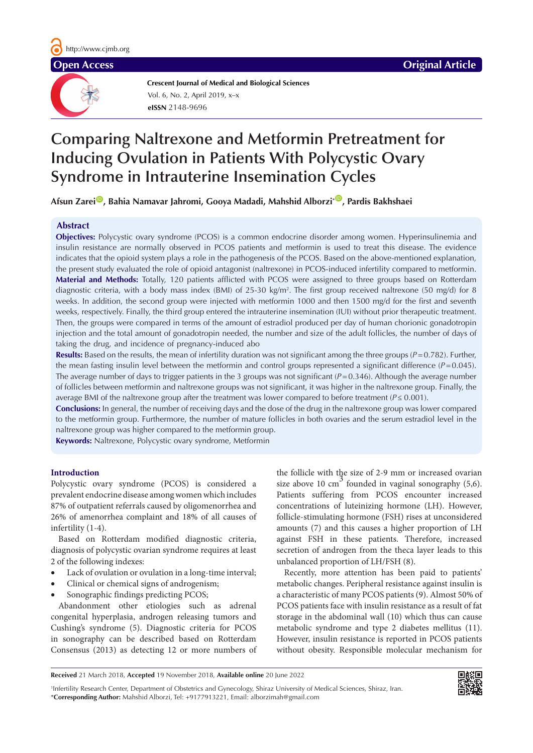Open Access | Original Article

Crescent Journal of Medical and Biological Sciences
Vol. 6, No. 2, April 2019, x–x
**eISSN** 2148-9696

# Comparing Naltrexone and Metformin Pretreatment for Inducing Ovulation in Patients With Polycystic Ovary Syndrome in Intrauterine Insemination Cycles

**Afsun Zarei, Bahia Namavar Jahromi, Gooya Madadi, Mahshid Alborzi\*, Pardis Bakhshaei**

## Abstract

**Objectives:** Polycystic ovary syndrome (PCOS) is a common endocrine disorder among women. Hyperinsulinemia and insulin resistance are normally observed in PCOS patients and metformin is used to treat this disease. The evidence indicates that the opioid system plays a role in the pathogenesis of the PCOS. Based on the above-mentioned explanation, the present study evaluated the role of opioid antagonist (naltrexone) in PCOS-induced infertility compared to metformin.

**Material and Methods:** Totally, 120 patients afflicted with PCOS were assigned to three groups based on Rotterdam diagnostic criteria, with a body mass index (BMI) of 25-30 kg/m². The first group received naltrexone (50 mg/d) for 8 weeks. In addition, the second group were injected with metformin 1000 and then 1500 mg/d for the first and seventh weeks, respectively. Finally, the third group entered the intrauterine insemination (IUI) without prior therapeutic treatment. Then, the groups were compared in terms of the amount of estradiol produced per day of human chorionic gonadotropin injection and the total amount of gonadotropin needed, the number and size of the adult follicles, the number of days of taking the drug, and incidence of pregnancy-induced abo

**Results:** Based on the results, the mean of infertility duration was not significant among the three groups ($P=0.782$). Further, the mean fasting insulin level between the metformin and control groups represented a significant difference ($P=0.045$). The average number of days to trigger patients in the 3 groups was not significant ($P=0.346$). Although the average number of follicles between metformin and naltrexone groups was not significant, it was higher in the naltrexone group. Finally, the average BMI of the naltrexone group after the treatment was lower compared to before treatment ($P\leq 0.001$).

**Conclusions:** In general, the number of receiving days and the dose of the drug in the naltrexone group was lower compared to the metformin group. Furthermore, the number of mature follicles in both ovaries and the serum estradiol level in the naltrexone group was higher compared to the metformin group.

**Keywords:** Naltrexone, Polycystic ovary syndrome, Metformin

## Introduction

Polycystic ovary syndrome (PCOS) is considered a prevalent endocrine disease among women which includes 87% of outpatient referrals caused by oligomenorrhea and 26% of amenorrhea complaint and 18% of all causes of infertility (1-4).

Based on Rotterdam modified diagnostic criteria, diagnosis of polycystic ovarian syndrome requires at least 2 of the following indexes:

- Lack of ovulation or ovulation in a long-time interval;
- Clinical or chemical signs of androgenism;
- Sonographic findings predicting PCOS;

Abandonment other etiologies such as adrenal congenital hyperplasia, androgen releasing tumors and Cushing's syndrome (5). Diagnostic criteria for PCOS in sonography can be described based on Rotterdam Consensus (2013) as detecting 12 or more numbers of the follicle with the size of 2-9 mm or increased ovarian size above 10 cm$^3$ founded in vaginal sonography (5,6). Patients suffering from PCOS encounter increased concentrations of luteinizing hormone (LH). However, follicle-stimulating hormone (FSH) rises at unconsidered amounts (7) and this causes a higher proportion of LH against FSH in these patients. Therefore, increased secretion of androgen from the theca layer leads to this unbalanced proportion of LH/FSH (8).

Recently, more attention has been paid to patients' metabolic changes. Peripheral resistance against insulin is a characteristic of many PCOS patients (9). Almost 50% of PCOS patients face with insulin resistance as a result of fat storage in the abdominal wall (10) which thus can cause metabolic syndrome and type 2 diabetes mellitus (11). However, insulin resistance is reported in PCOS patients without obesity. Responsible molecular mechanism for

**Received** 21 March 2018, **Accepted** 19 November 2018, **Available online** 20 June 2022

[1]Infertility Research Center, Department of Obstetrics and Gynecology, Shiraz University of Medical Sciences, Shiraz, Iran.
\***Corresponding Author:** Mahshid Alborzi, Tel: +9177913221, Email: alborzimah@gmail.com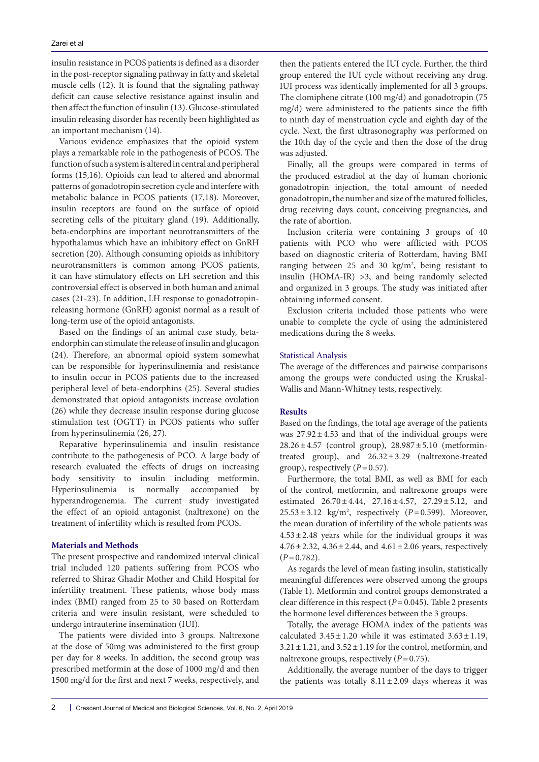insulin resistance in PCOS patients is defined as a disorder in the post-receptor signaling pathway in fatty and skeletal muscle cells (12). It is found that the signaling pathway deficit can cause selective resistance against insulin and then affect the function of insulin (13). Glucose-stimulated insulin releasing disorder has recently been highlighted as an important mechanism (14).

Various evidence emphasizes that the opioid system plays a remarkable role in the pathogenesis of PCOS. The function of such a system is altered in central and peripheral forms (15,16). Opioids can lead to altered and abnormal patterns of gonadotropin secretion cycle and interfere with metabolic balance in PCOS patients (17,18). Moreover, insulin receptors are found on the surface of opioid secreting cells of the pituitary gland (19). Additionally, beta-endorphins are important neurotransmitters of the hypothalamus which have an inhibitory effect on GnRH secretion (20). Although consuming opioids as inhibitory neurotransmitters is common among PCOS patients, it can have stimulatory effects on LH secretion and this controversial effect is observed in both human and animal cases (21-23). In addition, LH response to gonadotropin-releasing hormone (GnRH) agonist normal as a result of long-term use of the opioid antagonists.

Based on the findings of an animal case study, beta-endorphin can stimulate the release of insulin and glucagon (24). Therefore, an abnormal opioid system somewhat can be responsible for hyperinsulinemia and resistance to insulin occur in PCOS patients due to the increased peripheral level of beta-endorphins (25). Several studies demonstrated that opioid antagonists increase ovulation (26) while they decrease insulin response during glucose stimulation test (OGTT) in PCOS patients who suffer from hyperinsulinemia (26, 27).

Reparative hyperinsulinemia and insulin resistance contribute to the pathogenesis of PCO. A large body of research evaluated the effects of drugs on increasing body sensitivity to insulin including metformin. Hyperinsulinemia is normally accompanied by hyperandrogenemia. The current study investigated the effect of an opioid antagonist (naltrexone) on the treatment of infertility which is resulted from PCOS.

## Materials and Methods

The present prospective and randomized interval clinical trial included 120 patients suffering from PCOS who referred to Shiraz Ghadir Mother and Child Hospital for infertility treatment. These patients, whose body mass index (BMI) ranged from 25 to 30 based on Rotterdam criteria and were insulin resistant, were scheduled to undergo intrauterine insemination (IUI).

The patients were divided into 3 groups. Naltrexone at the dose of 50mg was administered to the first group per day for 8 weeks. In addition, the second group was prescribed metformin at the dose of 1000 mg/d and then 1500 mg/d for the first and next 7 weeks, respectively, and then the patients entered the IUI cycle. Further, the third group entered the IUI cycle without receiving any drug. IUI process was identically implemented for all 3 groups. The clomiphene citrate (100 mg/d) and gonadotropin (75 mg/d) were administered to the patients since the fifth to ninth day of menstruation cycle and eighth day of the cycle. Next, the first ultrasonography was performed on the 10th day of the cycle and then the dose of the drug was adjusted.

Finally, all the groups were compared in terms of the produced estradiol at the day of human chorionic gonadotropin injection, the total amount of needed gonadotropin, the number and size of the matured follicles, drug receiving days count, conceiving pregnancies, and the rate of abortion.

Inclusion criteria were containing 3 groups of 40 patients with PCO who were afflicted with PCOS based on diagnostic criteria of Rotterdam, having BMI ranging between 25 and 30 kg/m$^2$, being resistant to insulin (HOMA-IR) >3, and being randomly selected and organized in 3 groups. The study was initiated after obtaining informed consent.

Exclusion criteria included those patients who were unable to complete the cycle of using the administered medications during the 8 weeks.

### Statistical Analysis

The average of the differences and pairwise comparisons among the groups were conducted using the Kruskal-Wallis and Mann-Whitney tests, respectively.

## Results

Based on the findings, the total age average of the patients was $27.92 \pm 4.53$ and that of the individual groups were $28.26 \pm 4.57$ (control group), $28.987 \pm 5.10$ (metformin-treated group), and $26.32 \pm 3.29$ (naltrexone-treated group), respectively ($P = 0.57$).

Furthermore, the total BMI, as well as BMI for each of the control, metformin, and naltrexone groups were estimated $26.70 \pm 4.44$, $27.16 \pm 4.57$, $27.29 \pm 5.12$, and $25.53 \pm 3.12$ kg/m$^2$, respectively ($P = 0.599$). Moreover, the mean duration of infertility of the whole patients was $4.53 \pm 2.48$ years while for the individual groups it was $4.76 \pm 2.32$, $4.36 \pm 2.44$, and $4.61 \pm 2.06$ years, respectively ($P = 0.782$).

As regards the level of mean fasting insulin, statistically meaningful differences were observed among the groups (Table 1). Metformin and control groups demonstrated a clear difference in this respect ($P = 0.045$). Table 2 presents the hormone level differences between the 3 groups.

Totally, the average HOMA index of the patients was calculated $3.45 \pm 1.20$ while it was estimated $3.63 \pm 1.19$, $3.21 \pm 1.21$, and $3.52 \pm 1.19$ for the control, metformin, and naltrexone groups, respectively ($P = 0.75$).

Additionally, the average number of the days to trigger the patients was totally $8.11 \pm 2.09$ days whereas it was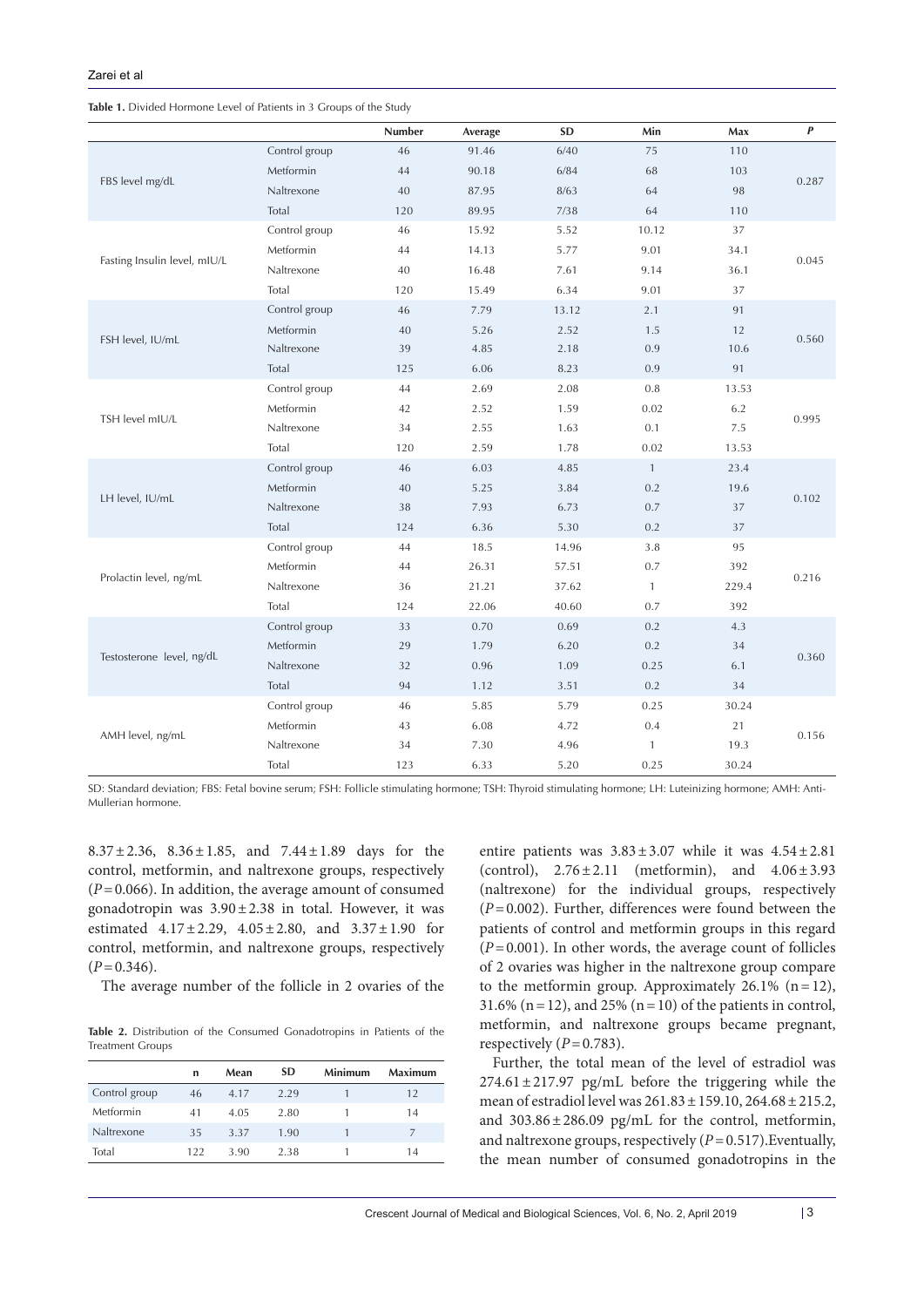**Table 1.** Divided Hormone Level of Patients in 3 Groups of the Study

| | | Number | Average | SD | Min | Max | *P* |
|---|---|---|---|---|---|---|---|
| FBS level mg/dL | Control group | 46 | 91.46 | 6/40 | 75 | 110 | 0.287 |
| | Metformin | 44 | 90.18 | 6/84 | 68 | 103 | |
| | Naltrexone | 40 | 87.95 | 8/63 | 64 | 98 | |
| | Total | 120 | 89.95 | 7/38 | 64 | 110 | |
| Fasting Insulin level, mIU/L | Control group | 46 | 15.92 | 5.52 | 10.12 | 37 | 0.045 |
| | Metformin | 44 | 14.13 | 5.77 | 9.01 | 34.1 | |
| | Naltrexone | 40 | 16.48 | 7.61 | 9.14 | 36.1 | |
| | Total | 120 | 15.49 | 6.34 | 9.01 | 37 | |
| FSH level, IU/mL | Control group | 46 | 7.79 | 13.12 | 2.1 | 91 | 0.560 |
| | Metformin | 40 | 5.26 | 2.52 | 1.5 | 12 | |
| | Naltrexone | 39 | 4.85 | 2.18 | 0.9 | 10.6 | |
| | Total | 125 | 6.06 | 8.23 | 0.9 | 91 | |
| TSH level mIU/L | Control group | 44 | 2.69 | 2.08 | 0.8 | 13.53 | 0.995 |
| | Metformin | 42 | 2.52 | 1.59 | 0.02 | 6.2 | |
| | Naltrexone | 34 | 2.55 | 1.63 | 0.1 | 7.5 | |
| | Total | 120 | 2.59 | 1.78 | 0.02 | 13.53 | |
| LH level, IU/mL | Control group | 46 | 6.03 | 4.85 | 1 | 23.4 | 0.102 |
| | Metformin | 40 | 5.25 | 3.84 | 0.2 | 19.6 | |
| | Naltrexone | 38 | 7.93 | 6.73 | 0.7 | 37 | |
| | Total | 124 | 6.36 | 5.30 | 0.2 | 37 | |
| Prolactin level, ng/mL | Control group | 44 | 18.5 | 14.96 | 3.8 | 95 | 0.216 |
| | Metformin | 44 | 26.31 | 57.51 | 0.7 | 392 | |
| | Naltrexone | 36 | 21.21 | 37.62 | 1 | 229.4 | |
| | Total | 124 | 22.06 | 40.60 | 0.7 | 392 | |
| Testosterone level, ng/dL | Control group | 33 | 0.70 | 0.69 | 0.2 | 4.3 | 0.360 |
| | Metformin | 29 | 1.79 | 6.20 | 0.2 | 34 | |
| | Naltrexone | 32 | 0.96 | 1.09 | 0.25 | 6.1 | |
| | Total | 94 | 1.12 | 3.51 | 0.2 | 34 | |
| AMH level, ng/mL | Control group | 46 | 5.85 | 5.79 | 0.25 | 30.24 | 0.156 |
| | Metformin | 43 | 6.08 | 4.72 | 0.4 | 21 | |
| | Naltrexone | 34 | 7.30 | 4.96 | 1 | 19.3 | |
| | Total | 123 | 6.33 | 5.20 | 0.25 | 30.24 | |

SD: Standard deviation; FBS: Fetal bovine serum; FSH: Follicle stimulating hormone; TSH: Thyroid stimulating hormone; LH: Luteinizing hormone; AMH: Anti-Mullerian hormone.

$8.37 \pm 2.36$, $8.36 \pm 1.85$, and $7.44 \pm 1.89$ days for the control, metformin, and naltrexone groups, respectively ($P = 0.066$). In addition, the average amount of consumed gonadotropin was $3.90 \pm 2.38$ in total. However, it was estimated $4.17 \pm 2.29$, $4.05 \pm 2.80$, and $3.37 \pm 1.90$ for control, metformin, and naltrexone groups, respectively ($P = 0.346$).

The average number of the follicle in 2 ovaries of the entire patients was $3.83 \pm 3.07$ while it was $4.54 \pm 2.81$ (control), $2.76 \pm 2.11$ (metformin), and $4.06 \pm 3.93$ (naltrexone) for the individual groups, respectively ($P = 0.002$). Further, differences were found between the patients of control and metformin groups in this regard ($P = 0.001$). In other words, the average count of follicles of 2 ovaries was higher in the naltrexone group compare to the metformin group. Approximately 26.1% (n = 12), 31.6% (n = 12), and 25% (n = 10) of the patients in control, metformin, and naltrexone groups became pregnant, respectively ($P = 0.783$).

**Table 2.** Distribution of the Consumed Gonadotropins in Patients of the Treatment Groups

| | n | Mean | SD | Minimum | Maximum |
|---|---|---|---|---|---|
| Control group | 46 | 4.17 | 2.29 | 1 | 12 |
| Metformin | 41 | 4.05 | 2.80 | 1 | 14 |
| Naltrexone | 35 | 3.37 | 1.90 | 1 | 7 |
| Total | 122 | 3.90 | 2.38 | 1 | 14 |

Further, the total mean of the level of estradiol was $274.61 \pm 217.97$ pg/mL before the triggering while the mean of estradiol level was $261.83 \pm 159.10$, $264.68 \pm 215.2$, and $303.86 \pm 286.09$ pg/mL for the control, metformin, and naltrexone groups, respectively ($P = 0.517$). Eventually, the mean number of consumed gonadotropins in the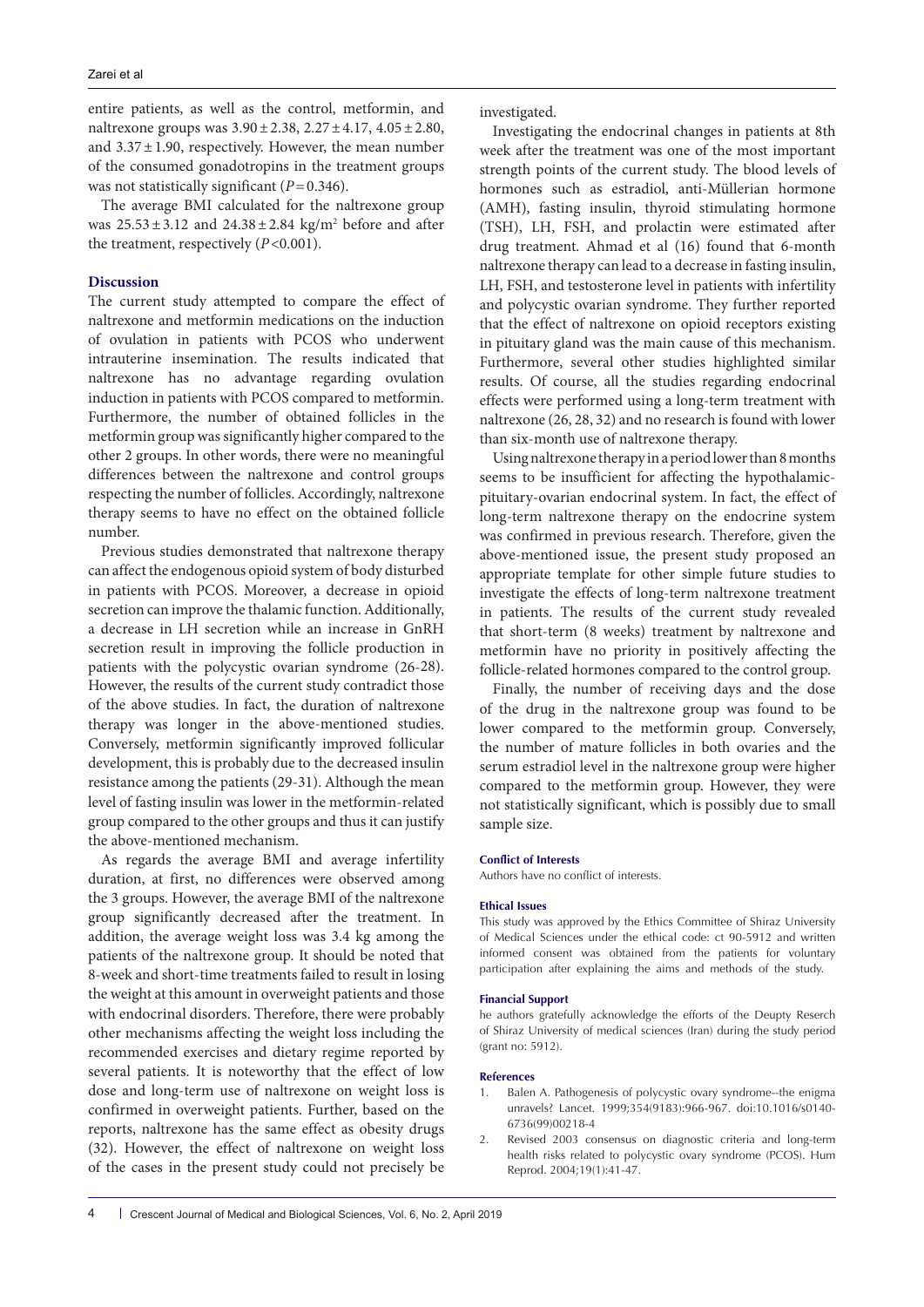entire patients, as well as the control, metformin, and naltrexone groups was 3.90 ± 2.38, 2.27 ± 4.17, 4.05 ± 2.80, and 3.37 ± 1.90, respectively. However, the mean number of the consumed gonadotropins in the treatment groups was not statistically significant ($P = 0.346$).

The average BMI calculated for the naltrexone group was 25.53 ± 3.12 and 24.38 ± 2.84 kg/m$^2$ before and after the treatment, respectively ($P < 0.001$).

## Discussion

The current study attempted to compare the effect of naltrexone and metformin medications on the induction of ovulation in patients with PCOS who underwent intrauterine insemination. The results indicated that naltrexone has no advantage regarding ovulation induction in patients with PCOS compared to metformin. Furthermore, the number of obtained follicles in the metformin group was significantly higher compared to the other 2 groups. In other words, there were no meaningful differences between the naltrexone and control groups respecting the number of follicles. Accordingly, naltrexone therapy seems to have no effect on the obtained follicle number.

Previous studies demonstrated that naltrexone therapy can affect the endogenous opioid system of body disturbed in patients with PCOS. Moreover, a decrease in opioid secretion can improve the thalamic function. Additionally, a decrease in LH secretion while an increase in GnRH secretion result in improving the follicle production in patients with the polycystic ovarian syndrome (26-28). However, the results of the current study contradict those of the above studies. In fact, the duration of naltrexone therapy was longer in the above-mentioned studies. Conversely, metformin significantly improved follicular development, this is probably due to the decreased insulin resistance among the patients (29-31). Although the mean level of fasting insulin was lower in the metformin-related group compared to the other groups and thus it can justify the above-mentioned mechanism.

As regards the average BMI and average infertility duration, at first, no differences were observed among the 3 groups. However, the average BMI of the naltrexone group significantly decreased after the treatment. In addition, the average weight loss was 3.4 kg among the patients of the naltrexone group. It should be noted that 8-week and short-time treatments failed to result in losing the weight at this amount in overweight patients and those with endocrinal disorders. Therefore, there were probably other mechanisms affecting the weight loss including the recommended exercises and dietary regime reported by several patients. It is noteworthy that the effect of low dose and long-term use of naltrexone on weight loss is confirmed in overweight patients. Further, based on the reports, naltrexone has the same effect as obesity drugs (32). However, the effect of naltrexone on weight loss of the cases in the present study could not precisely be investigated.

Investigating the endocrinal changes in patients at 8th week after the treatment was one of the most important strength points of the current study. The blood levels of hormones such as estradiol, anti-Müllerian hormone (AMH), fasting insulin, thyroid stimulating hormone (TSH), LH, FSH, and prolactin were estimated after drug treatment. Ahmad et al (16) found that 6-month naltrexone therapy can lead to a decrease in fasting insulin, LH, FSH, and testosterone level in patients with infertility and polycystic ovarian syndrome. They further reported that the effect of naltrexone on opioid receptors existing in pituitary gland was the main cause of this mechanism. Furthermore, several other studies highlighted similar results. Of course, all the studies regarding endocrinal effects were performed using a long-term treatment with naltrexone (26, 28, 32) and no research is found with lower than six-month use of naltrexone therapy.

Using naltrexone therapy in a period lower than 8 months seems to be insufficient for affecting the hypothalamic-pituitary-ovarian endocrinal system. In fact, the effect of long-term naltrexone therapy on the endocrine system was confirmed in previous research. Therefore, given the above-mentioned issue, the present study proposed an appropriate template for other simple future studies to investigate the effects of long-term naltrexone treatment in patients. The results of the current study revealed that short-term (8 weeks) treatment by naltrexone and metformin have no priority in positively affecting the follicle-related hormones compared to the control group.

Finally, the number of receiving days and the dose of the drug in the naltrexone group was found to be lower compared to the metformin group. Conversely, the number of mature follicles in both ovaries and the serum estradiol level in the naltrexone group were higher compared to the metformin group. However, they were not statistically significant, which is possibly due to small sample size.

#### Conflict of Interests

Authors have no conflict of interests.

#### Ethical Issues

This study was approved by the Ethics Committee of Shiraz University of Medical Sciences under the ethical code: ct 90-5912 and written informed consent was obtained from the patients for voluntary participation after explaining the aims and methods of the study.

#### Financial Support

he authors gratefully acknowledge the efforts of the Deupty Reserch of Shiraz University of medical sciences (Iran) during the study period (grant no: 5912).

#### References

1. Balen A. Pathogenesis of polycystic ovary syndrome--the enigma unravels? Lancet. 1999;354(9183):966-967. doi:10.1016/s0140-6736(99)00218-4
2. Revised 2003 consensus on diagnostic criteria and long-term health risks related to polycystic ovary syndrome (PCOS). Hum Reprod. 2004;19(1):41-47.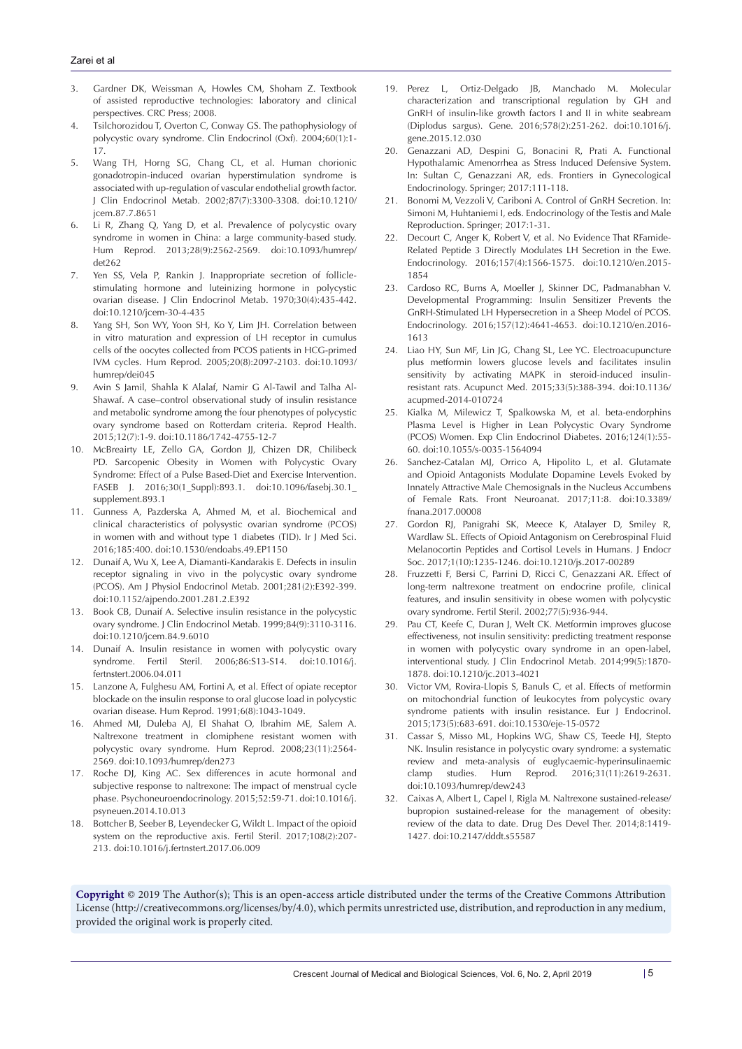3. Gardner DK, Weissman A, Howles CM, Shoham Z. Textbook of assisted reproductive technologies: laboratory and clinical perspectives. CRC Press; 2008.
4. Tsilchorozidou T, Overton C, Conway GS. The pathophysiology of polycystic ovary syndrome. Clin Endocrinol (Oxf). 2004;60(1):1-17.
5. Wang TH, Horng SG, Chang CL, et al. Human chorionic gonadotropin-induced ovarian hyperstimulation syndrome is associated with up-regulation of vascular endothelial growth factor. J Clin Endocrinol Metab. 2002;87(7):3300-3308. doi:10.1210/jcem.87.7.8651
6. Li R, Zhang Q, Yang D, et al. Prevalence of polycystic ovary syndrome in women in China: a large community-based study. Hum Reprod. 2013;28(9):2562-2569. doi:10.1093/humrep/det262
7. Yen SS, Vela P, Rankin J. Inappropriate secretion of follicle-stimulating hormone and luteinizing hormone in polycystic ovarian disease. J Clin Endocrinol Metab. 1970;30(4):435-442. doi:10.1210/jcem-30-4-435
8. Yang SH, Son WY, Yoon SH, Ko Y, Lim JH. Correlation between in vitro maturation and expression of LH receptor in cumulus cells of the oocytes collected from PCOS patients in HCG-primed IVM cycles. Hum Reprod. 2005;20(8):2097-2103. doi:10.1093/humrep/dei045
9. Avin S Jamil, Shahla K Alalaf, Namir G Al-Tawil and Talha Al-Shawaf. A case–control observational study of insulin resistance and metabolic syndrome among the four phenotypes of polycystic ovary syndrome based on Rotterdam criteria. Reprod Health. 2015;12(7):1-9. doi:10.1186/1742-4755-12-7
10. McBreairty LE, Zello GA, Gordon JJ, Chizen DR, Chilibeck PD. Sarcopenic Obesity in Women with Polycystic Ovary Syndrome: Effect of a Pulse Based-Diet and Exercise Intervention. FASEB J. 2016;30(1_Suppl):893.1. doi:10.1096/fasebj.30.1_supplement.893.1
11. Gunness A, Pazderska A, Ahmed M, et al. Biochemical and clinical characteristics of polysystic ovarian syndrome (PCOS) in women with and without type 1 diabetes (TID). Ir J Med Sci. 2016;185:400. doi:10.1530/endoabs.49.EP1150
12. Dunaif A, Wu X, Lee A, Diamanti-Kandarakis E. Defects in insulin receptor signaling in vivo in the polycystic ovary syndrome (PCOS). Am J Physiol Endocrinol Metab. 2001;281(2):E392-399. doi:10.1152/ajpendo.2001.281.2.E392
13. Book CB, Dunaif A. Selective insulin resistance in the polycystic ovary syndrome. J Clin Endocrinol Metab. 1999;84(9):3110-3116. doi:10.1210/jcem.84.9.6010
14. Dunaif A. Insulin resistance in women with polycystic ovary syndrome. Fertil Steril. 2006;86:S13-S14. doi:10.1016/j.fertnstert.2006.04.011
15. Lanzone A, Fulghesu AM, Fortini A, et al. Effect of opiate receptor blockade on the insulin response to oral glucose load in polycystic ovarian disease. Hum Reprod. 1991;6(8):1043-1049.
16. Ahmed MI, Duleba AJ, El Shahat O, Ibrahim ME, Salem A. Naltrexone treatment in clomiphene resistant women with polycystic ovary syndrome. Hum Reprod. 2008;23(11):2564-2569. doi:10.1093/humrep/den273
17. Roche DJ, King AC. Sex differences in acute hormonal and subjective response to naltrexone: The impact of menstrual cycle phase. Psychoneuroendocrinology. 2015;52:59-71. doi:10.1016/j.psyneuen.2014.10.013
18. Bottcher B, Seeber B, Leyendecker G, Wildt L. Impact of the opioid system on the reproductive axis. Fertil Steril. 2017;108(2):207-213. doi:10.1016/j.fertnstert.2017.06.009
19. Perez L, Ortiz-Delgado JB, Manchado M. Molecular characterization and transcriptional regulation by GH and GnRH of insulin-like growth factors I and II in white seabream (Diplodus sargus). Gene. 2016;578(2):251-262. doi:10.1016/j.gene.2015.12.030
20. Genazzani AD, Despini G, Bonacini R, Prati A. Functional Hypothalamic Amenorrhea as Stress Induced Defensive System. In: Sultan C, Genazzani AR, eds. Frontiers in Gynecological Endocrinology. Springer; 2017:111-118.
21. Bonomi M, Vezzoli V, Cariboni A. Control of GnRH Secretion. In: Simoni M, Huhtaniemi I, eds. Endocrinology of the Testis and Male Reproduction. Springer; 2017:1-31.
22. Decourt C, Anger K, Robert V, et al. No Evidence That RFamide-Related Peptide 3 Directly Modulates LH Secretion in the Ewe. Endocrinology. 2016;157(4):1566-1575. doi:10.1210/en.2015-1854
23. Cardoso RC, Burns A, Moeller J, Skinner DC, Padmanabhan V. Developmental Programming: Insulin Sensitizer Prevents the GnRH-Stimulated LH Hypersecretion in a Sheep Model of PCOS. Endocrinology. 2016;157(12):4641-4653. doi:10.1210/en.2016-1613
24. Liao HY, Sun MF, Lin JG, Chang SL, Lee YC. Electroacupuncture plus metformin lowers glucose levels and facilitates insulin sensitivity by activating MAPK in steroid-induced insulin-resistant rats. Acupunct Med. 2015;33(5):388-394. doi:10.1136/acupmed-2014-010724
25. Kialka M, Milewicz T, Spalkowska M, et al. beta-endorphins Plasma Level is Higher in Lean Polycystic Ovary Syndrome (PCOS) Women. Exp Clin Endocrinol Diabetes. 2016;124(1):55-60. doi:10.1055/s-0035-1564094
26. Sanchez-Catalan MJ, Orrico A, Hipolito L, et al. Glutamate and Opioid Antagonists Modulate Dopamine Levels Evoked by Innately Attractive Male Chemosignals in the Nucleus Accumbens of Female Rats. Front Neuroanat. 2017;11:8. doi:10.3389/fnana.2017.00008
27. Gordon RJ, Panigrahi SK, Meece K, Atalayer D, Smiley R, Wardlaw SL. Effects of Opioid Antagonism on Cerebrospinal Fluid Melanocortin Peptides and Cortisol Levels in Humans. J Endocr Soc. 2017;1(10):1235-1246. doi:10.1210/js.2017-00289
28. Fruzzetti F, Bersi C, Parrini D, Ricci C, Genazzani AR. Effect of long-term naltrexone treatment on endocrine profile, clinical features, and insulin sensitivity in obese women with polycystic ovary syndrome. Fertil Steril. 2002;77(5):936-944.
29. Pau CT, Keefe C, Duran J, Welt CK. Metformin improves glucose effectiveness, not insulin sensitivity: predicting treatment response in women with polycystic ovary syndrome in an open-label, interventional study. J Clin Endocrinol Metab. 2014;99(5):1870-1878. doi:10.1210/jc.2013-4021
30. Victor VM, Rovira-Llopis S, Banuls C, et al. Effects of metformin on mitochondrial function of leukocytes from polycystic ovary syndrome patients with insulin resistance. Eur J Endocrinol. 2015;173(5):683-691. doi:10.1530/eje-15-0572
31. Cassar S, Misso ML, Hopkins WG, Shaw CS, Teede HJ, Stepto NK. Insulin resistance in polycystic ovary syndrome: a systematic review and meta-analysis of euglycaemic-hyperinsulinaemic clamp studies. Hum Reprod. 2016;31(11):2619-2631. doi:10.1093/humrep/dew243
32. Caixas A, Albert L, Capel I, Rigla M. Naltrexone sustained-release/bupropion sustained-release for the management of obesity: review of the data to date. Drug Des Devel Ther. 2014;8:1419-1427. doi:10.2147/dddt.s55587

**Copyright** © 2019 The Author(s); This is an open-access article distributed under the terms of the Creative Commons Attribution License (http://creativecommons.org/licenses/by/4.0), which permits unrestricted use, distribution, and reproduction in any medium, provided the original work is properly cited.